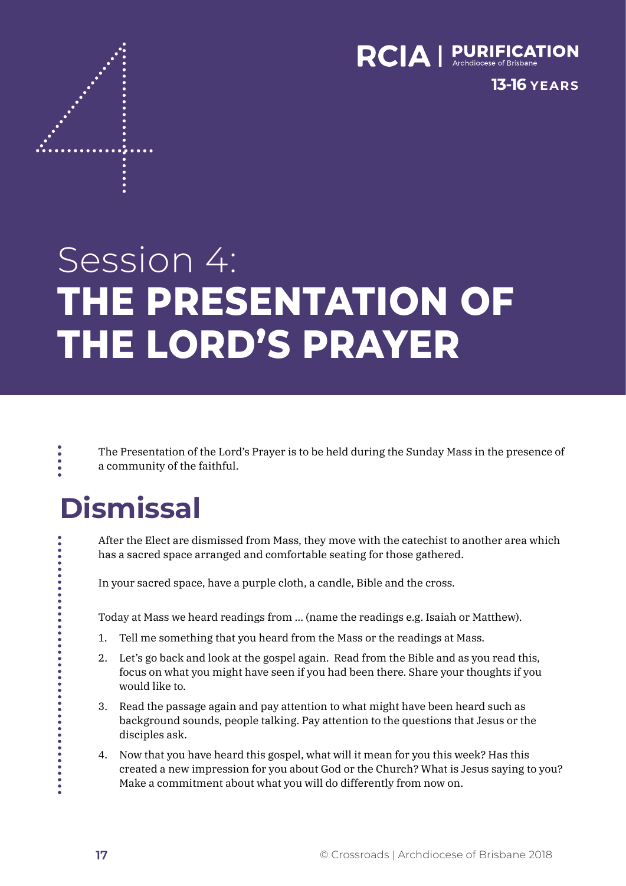RCIA | PURIFICATION
Archdiocese of Brisbane

13-16 YEARS

# Session 4: THE PRESENTATION OF THE LORD'S PRAYER

The Presentation of the Lord's Prayer is to be held during the Sunday Mass in the presence of a community of the faithful.

## Dismissal

After the Elect are dismissed from Mass, they move with the catechist to another area which has a sacred space arranged and comfortable seating for those gathered.

In your sacred space, have a purple cloth, a candle, Bible and the cross.

Today at Mass we heard readings from ... (name the readings e.g. Isaiah or Matthew).

1. Tell me something that you heard from the Mass or the readings at Mass.
2. Let's go back and look at the gospel again. Read from the Bible and as you read this, focus on what you might have seen if you had been there. Share your thoughts if you would like to.
3. Read the passage again and pay attention to what might have been heard such as background sounds, people talking. Pay attention to the questions that Jesus or the disciples ask.
4. Now that you have heard this gospel, what will it mean for you this week? Has this created a new impression for you about God or the Church? What is Jesus saying to you? Make a commitment about what you will do differently from now on.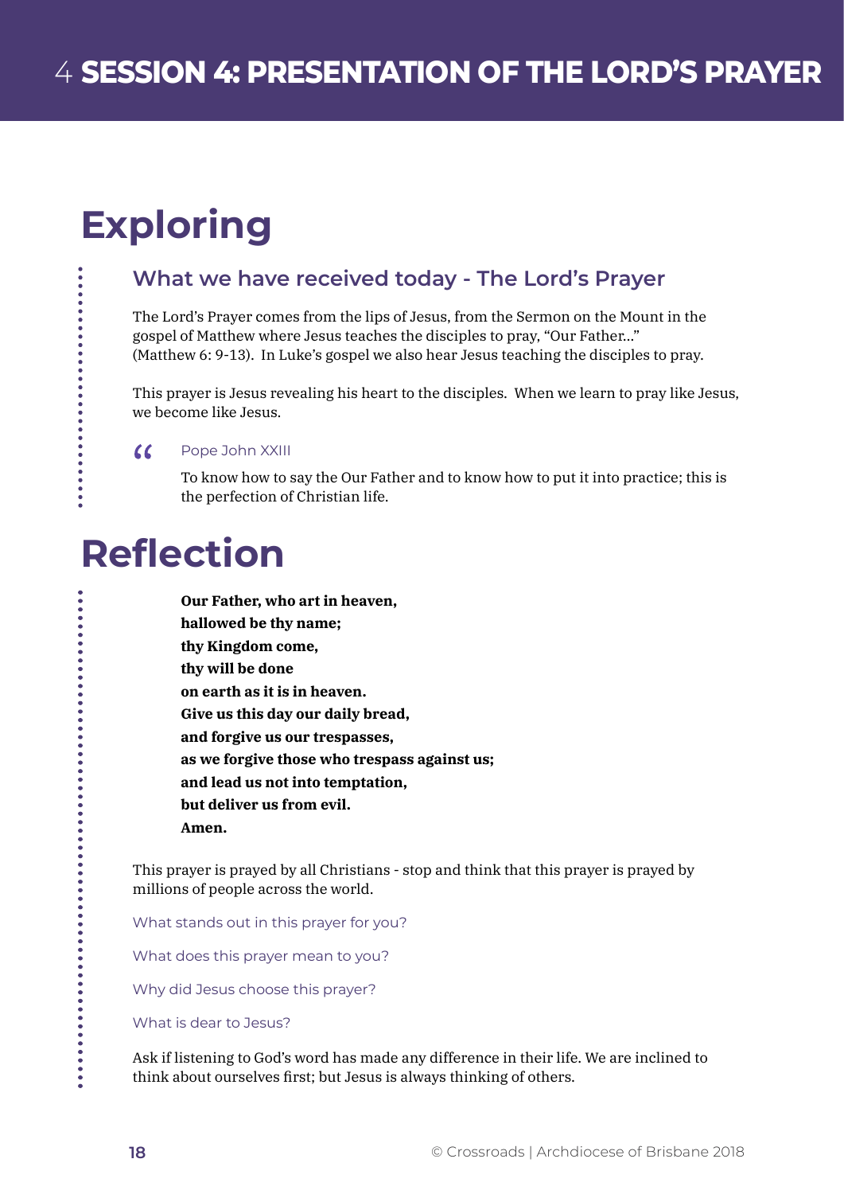# 4 SESSION 4: PRESENTATION OF THE LORD'S PRAYER

## Exploring

### What we have received today - The Lord's Prayer

The Lord's Prayer comes from the lips of Jesus, from the Sermon on the Mount in the gospel of Matthew where Jesus teaches the disciples to pray, "Our Father..." (Matthew 6: 9-13). In Luke's gospel we also hear Jesus teaching the disciples to pray.

This prayer is Jesus revealing his heart to the disciples. When we learn to pray like Jesus, we become like Jesus.

> Pope John XXIII
>
> To know how to say the Our Father and to know how to put it into practice; this is the perfection of Christian life.

## Reflection

**Our Father, who art in heaven,**
**hallowed be thy name;**
**thy Kingdom come,**
**thy will be done**
**on earth as it is in heaven.**
**Give us this day our daily bread,**
**and forgive us our trespasses,**
**as we forgive those who trespass against us;**
**and lead us not into temptation,**
**but deliver us from evil.**
**Amen.**

This prayer is prayed by all Christians - stop and think that this prayer is prayed by millions of people across the world.

What stands out in this prayer for you?

What does this prayer mean to you?

Why did Jesus choose this prayer?

What is dear to Jesus?

Ask if listening to God's word has made any difference in their life. We are inclined to think about ourselves first; but Jesus is always thinking of others.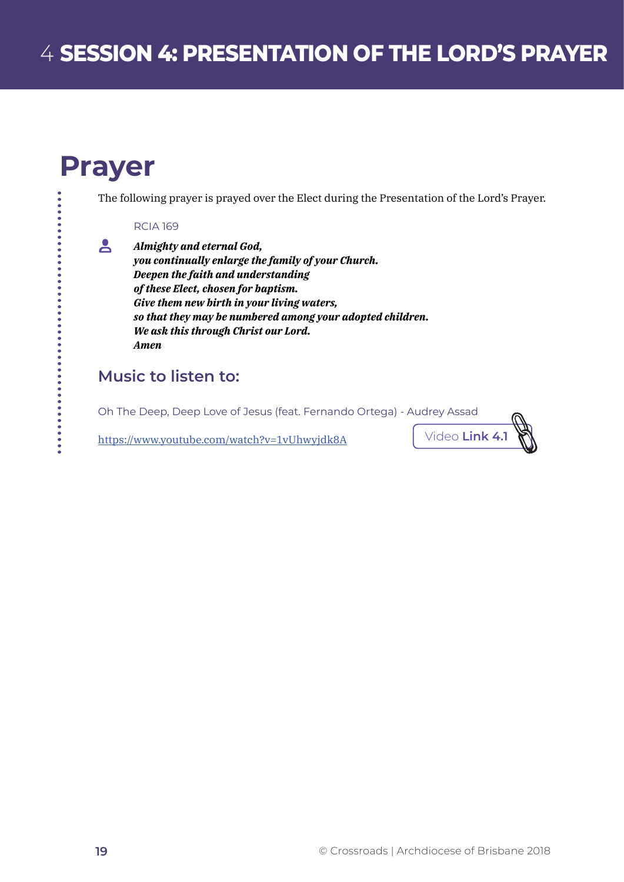# 4 SESSION 4: PRESENTATION OF THE LORD'S PRAYER

## Prayer

The following prayer is prayed over the Elect during the Presentation of the Lord's Prayer.

RCIA 169

***Almighty and eternal God,***
***you continually enlarge the family of your Church.***
***Deepen the faith and understanding***
***of these Elect, chosen for baptism.***
***Give them new birth in your living waters,***
***so that they may be numbered among your adopted children.***
***We ask this through Christ our Lord.***
***Amen***

### Music to listen to:

Oh The Deep, Deep Love of Jesus (feat. Fernando Ortega) - Audrey Assad

https://www.youtube.com/watch?v=1vUhwyjdk8A

Video **Link 4.1**